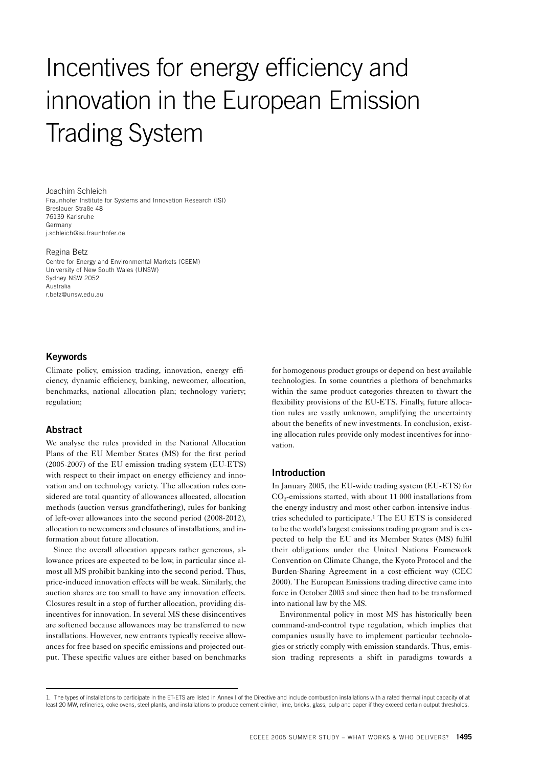# Incentives for energy efficiency and innovation in the European Emission Trading System

Joachim Schleich
Fraunhofer Institute for Systems and Innovation Research (ISI)
Breslauer Straße 48
76139 Karlsruhe
Germany
j.schleich@isi.fraunhofer.de

Regina Betz
Centre for Energy and Environmental Markets (CEEM)
University of New South Wales (UNSW)
Sydney NSW 2052
Australia
r.betz@unsw.edu.au

## Keywords

Climate policy, emission trading, innovation, energy efficiency, dynamic efficiency, banking, newcomer, allocation, benchmarks, national allocation plan; technology variety; regulation;

## Abstract

We analyse the rules provided in the National Allocation Plans of the EU Member States (MS) for the first period (2005-2007) of the EU emission trading system (EU-ETS) with respect to their impact on energy efficiency and innovation and on technology variety. The allocation rules considered are total quantity of allowances allocated, allocation methods (auction versus grandfathering), rules for banking of left-over allowances into the second period (2008-2012), allocation to newcomers and closures of installations, and information about future allocation.

Since the overall allocation appears rather generous, allowance prices are expected to be low, in particular since almost all MS prohibit banking into the second period. Thus, price-induced innovation effects will be weak. Similarly, the auction shares are too small to have any innovation effects. Closures result in a stop of further allocation, providing disincentives for innovation. In several MS these disincentives are softened because allowances may be transferred to new installations. However, new entrants typically receive allowances for free based on specific emissions and projected output. These specific values are either based on benchmarks for homogenous product groups or depend on best available technologies. In some countries a plethora of benchmarks within the same product categories threaten to thwart the flexibility provisions of the EU-ETS. Finally, future allocation rules are vastly unknown, amplifying the uncertainty about the benefits of new investments. In conclusion, existing allocation rules provide only modest incentives for innovation.

## Introduction

In January 2005, the EU-wide trading system (EU-ETS) for $CO_2$-emissions started, with about 11 000 installations from the energy industry and most other carbon-intensive industries scheduled to participate.[1] The EU ETS is considered to be the world's largest emissions trading program and is expected to help the EU and its Member States (MS) fulfil their obligations under the United Nations Framework Convention on Climate Change, the Kyoto Protocol and the Burden-Sharing Agreement in a cost-efficient way (CEC 2000). The European Emissions trading directive came into force in October 2003 and since then had to be transformed into national law by the MS.

Environmental policy in most MS has historically been command-and-control type regulation, which implies that companies usually have to implement particular technologies or strictly comply with emission standards. Thus, emission trading represents a shift in paradigms towards a

---

1. The types of installations to participate in the ET-ETS are listed in Annex I of the Directive and include combustion installations with a rated thermal input capacity of at least 20 MW, refineries, coke ovens, steel plants, and installations to produce cement clinker, lime, bricks, glass, pulp and paper if they exceed certain output thresholds.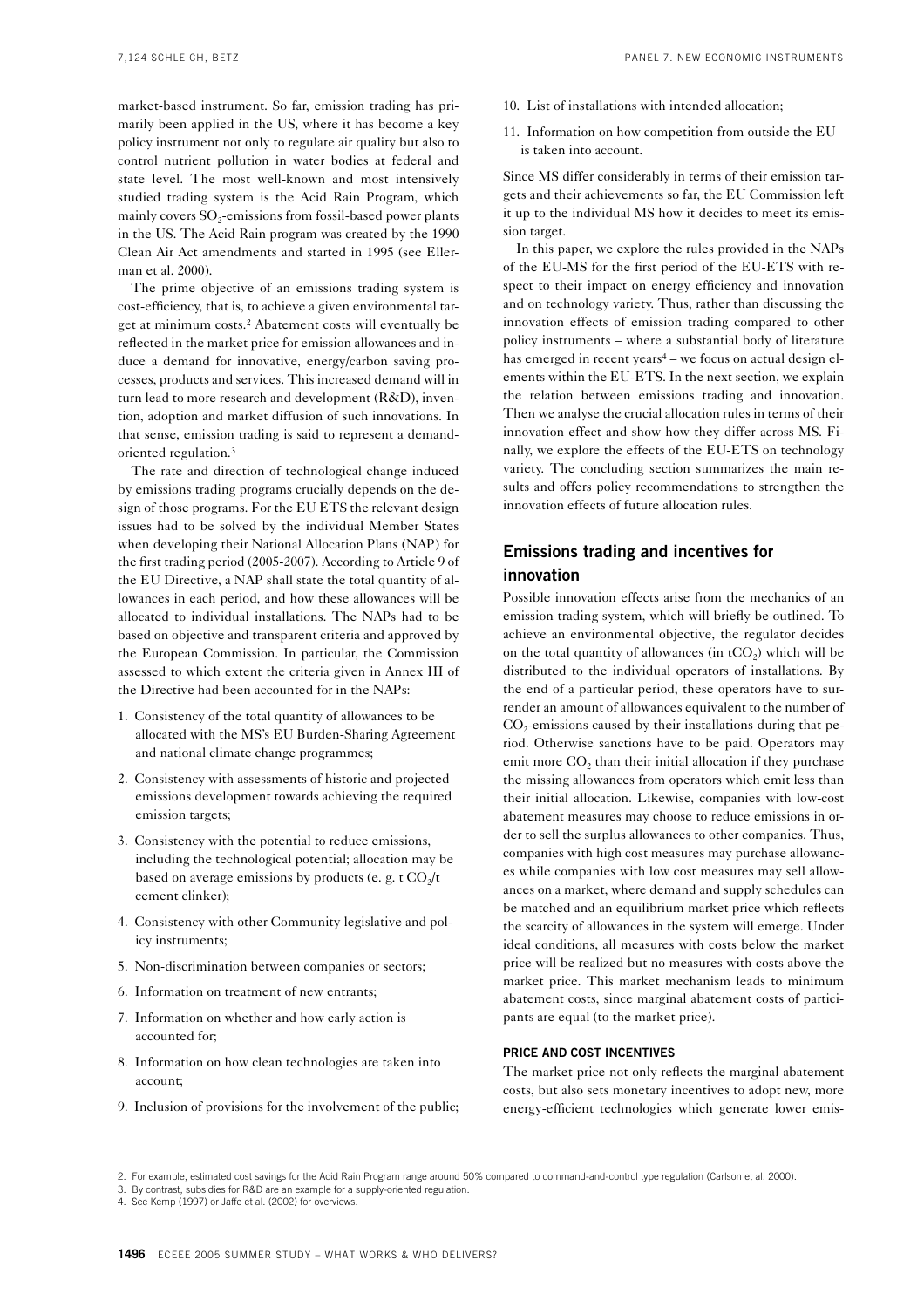market-based instrument. So far, emission trading has primarily been applied in the US, where it has become a key policy instrument not only to regulate air quality but also to control nutrient pollution in water bodies at federal and state level. The most well-known and most intensively studied trading system is the Acid Rain Program, which mainly covers $SO_2$-emissions from fossil-based power plants in the US. The Acid Rain program was created by the 1990 Clean Air Act amendments and started in 1995 (see Ellerman et al. 2000).

The prime objective of an emissions trading system is cost-efficiency, that is, to achieve a given environmental target at minimum costs.[2] Abatement costs will eventually be reflected in the market price for emission allowances and induce a demand for innovative, energy/carbon saving processes, products and services. This increased demand will in turn lead to more research and development (R&D), invention, adoption and market diffusion of such innovations. In that sense, emission trading is said to represent a demand-oriented regulation.[3]

The rate and direction of technological change induced by emissions trading programs crucially depends on the design of those programs. For the EU ETS the relevant design issues had to be solved by the individual Member States when developing their National Allocation Plans (NAP) for the first trading period (2005-2007). According to Article 9 of the EU Directive, a NAP shall state the total quantity of allowances in each period, and how these allowances will be allocated to individual installations. The NAPs had to be based on objective and transparent criteria and approved by the European Commission. In particular, the Commission assessed to which extent the criteria given in Annex III of the Directive had been accounted for in the NAPs:

1. Consistency of the total quantity of allowances to be allocated with the MS's EU Burden-Sharing Agreement and national climate change programmes;
2. Consistency with assessments of historic and projected emissions development towards achieving the required emission targets;
3. Consistency with the potential to reduce emissions, including the technological potential; allocation may be based on average emissions by products (e. g. t $CO_2$/t cement clinker);
4. Consistency with other Community legislative and policy instruments;
5. Non-discrimination between companies or sectors;
6. Information on treatment of new entrants;
7. Information on whether and how early action is accounted for;
8. Information on how clean technologies are taken into account;
9. Inclusion of provisions for the involvement of the public;
10. List of installations with intended allocation;
11. Information on how competition from outside the EU is taken into account.

Since MS differ considerably in terms of their emission targets and their achievements so far, the EU Commission left it up to the individual MS how it decides to meet its emission target.

In this paper, we explore the rules provided in the NAPs of the EU-MS for the first period of the EU-ETS with respect to their impact on energy efficiency and innovation and on technology variety. Thus, rather than discussing the innovation effects of emission trading compared to other policy instruments – where a substantial body of literature has emerged in recent years[4] – we focus on actual design elements within the EU-ETS. In the next section, we explain the relation between emissions trading and innovation. Then we analyse the crucial allocation rules in terms of their innovation effect and show how they differ across MS. Finally, we explore the effects of the EU-ETS on technology variety. The concluding section summarizes the main results and offers policy recommendations to strengthen the innovation effects of future allocation rules.

## Emissions trading and incentives for innovation

Possible innovation effects arise from the mechanics of an emission trading system, which will briefly be outlined. To achieve an environmental objective, the regulator decides on the total quantity of allowances (in $tCO_2$) which will be distributed to the individual operators of installations. By the end of a particular period, these operators have to surrender an amount of allowances equivalent to the number of $CO_2$-emissions caused by their installations during that period. Otherwise sanctions have to be paid. Operators may emit more $CO_2$ than their initial allocation if they purchase the missing allowances from operators which emit less than their initial allocation. Likewise, companies with low-cost abatement measures may choose to reduce emissions in order to sell the surplus allowances to other companies. Thus, companies with high cost measures may purchase allowances while companies with low cost measures may sell allowances on a market, where demand and supply schedules can be matched and an equilibrium market price which reflects the scarcity of allowances in the system will emerge. Under ideal conditions, all measures with costs below the market price will be realized but no measures with costs above the market price. This market mechanism leads to minimum abatement costs, since marginal abatement costs of participants are equal (to the market price).

### PRICE AND COST INCENTIVES

The market price not only reflects the marginal abatement costs, but also sets monetary incentives to adopt new, more energy-efficient technologies which generate lower emis-

---

2. For example, estimated cost savings for the Acid Rain Program range around 50% compared to command-and-control type regulation (Carlson et al. 2000).
3. By contrast, subsidies for R&D are an example for a supply-oriented regulation.
4. See Kemp (1997) or Jaffe et al. (2002) for overviews.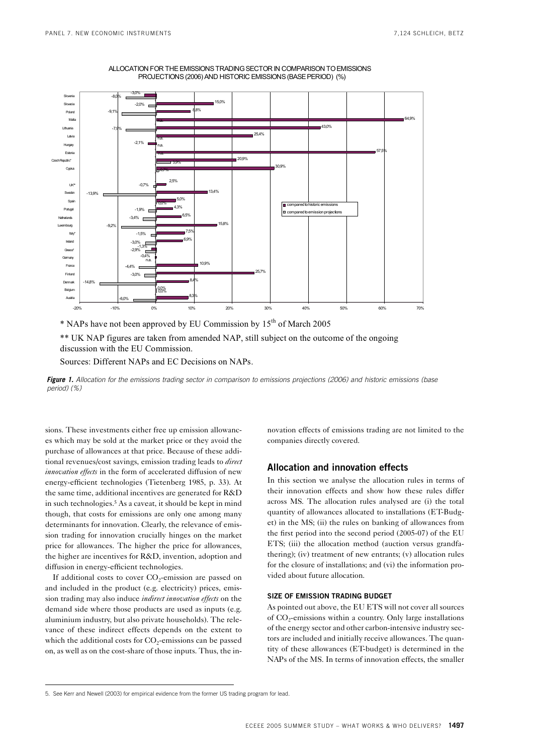ALLOCATION FOR THE EMISSIONS TRADING SECTOR IN COMPARISON TO EMISSIONS PROJECTIONS (2006) AND HISTORIC EMISSIONS (BASE PERIOD) (%)

| Country | compared to historic emissions | compared to emission projections |
|---|---|---|
| Slovenia | -3,0% | -8,0% |
| Slovakia | 15,0% | -2,0% |
| Poland | 8,8% | -9,1% |
| Malta | 64,9% | n.a. |
| Lithuania | 43,0% | -7,9% |
| Latvia | 25,4% | n.a. |
| Hungary | -2,1% | n.a. |
| Estonia | 57,5% | n.a. |
| Czech Republic* | 20,9% | 3,9% |
| Cyprus | 30,9% | 0,3% |
| UK** | 2,5% | -0,7% |
| Sweden | 13,4% | -13,9% |
| Spain | 5,0% | 0,0% |
| Portugal | 4,3% | -1,9% |
| Netherlands | 6,5% | -3,4% |
| Luxembourg | 15,8% | -9,2% |
| Italy* | 7,5% | -1,5% |
| Ireland | 6,9% | -3,0% |
| Greece* | -1,3% | -2,9% |
| Germany | -0,4% | n.a. |
| France | 10,9% | -4,4% |
| Finland | 25,7% | -3,0% |
| Denmark | 8,4% | -14,8% |
| Belgium | 0,0% | 0,0% |
| Austria | 8,3% | -6,0% |

\* NAPs have not been approved by EU Commission by 15th of March 2005

\*\* UK NAP figures are taken from amended NAP, still subject on the outcome of the ongoing discussion with the EU Commission.

Sources: Different NAPs and EC Decisions on NAPs.

***Figure 1.*** *Allocation for the emissions trading sector in comparison to emissions projections (2006) and historic emissions (base period) (%)*

sions. These investments either free up emission allowances which may be sold at the market price or they avoid the purchase of allowances at that price. Because of these additional revenues/cost savings, emission trading leads to *direct innovation effects* in the form of accelerated diffusion of new energy-efficient technologies (Tietenberg 1985, p. 33). At the same time, additional incentives are generated for R&D in such technologies.[5] As a caveat, it should be kept in mind though, that costs for emissions are only one among many determinants for innovation. Clearly, the relevance of emission trading for innovation crucially hinges on the market price for allowances. The higher the price for allowances, the higher are incentives for R&D, invention, adoption and diffusion in energy-efficient technologies.

If additional costs to cover $CO_2$-emission are passed on and included in the product (e.g. electricity) prices, emission trading may also induce *indirect innovation effects* on the demand side where those products are used as inputs (e.g. aluminium industry, but also private households). The relevance of these indirect effects depends on the extent to which the additional costs for $CO_2$-emissions can be passed on, as well as on the cost-share of those inputs. Thus, the innovation effects of emissions trading are not limited to the companies directly covered.

## Allocation and innovation effects

In this section we analyse the allocation rules in terms of their innovation effects and show how these rules differ across MS. The allocation rules analysed are (i) the total quantity of allowances allocated to installations (ET-Budget) in the MS; (ii) the rules on banking of allowances from the first period into the second period (2005-07) of the EU ETS; (iii) the allocation method (auction versus grandfathering); (iv) treatment of new entrants; (v) allocation rules for the closure of installations; and (vi) the information provided about future allocation.

### SIZE OF EMISSION TRADING BUDGET

As pointed out above, the EU ETS will not cover all sources of $CO_2$-emissions within a country. Only large installations of the energy sector and other carbon-intensive industry sectors are included and initially receive allowances. The quantity of these allowances (ET-budget) is determined in the NAPs of the MS. In terms of innovation effects, the smaller

5. See Kerr and Newell (2003) for empirical evidence from the former US trading program for lead.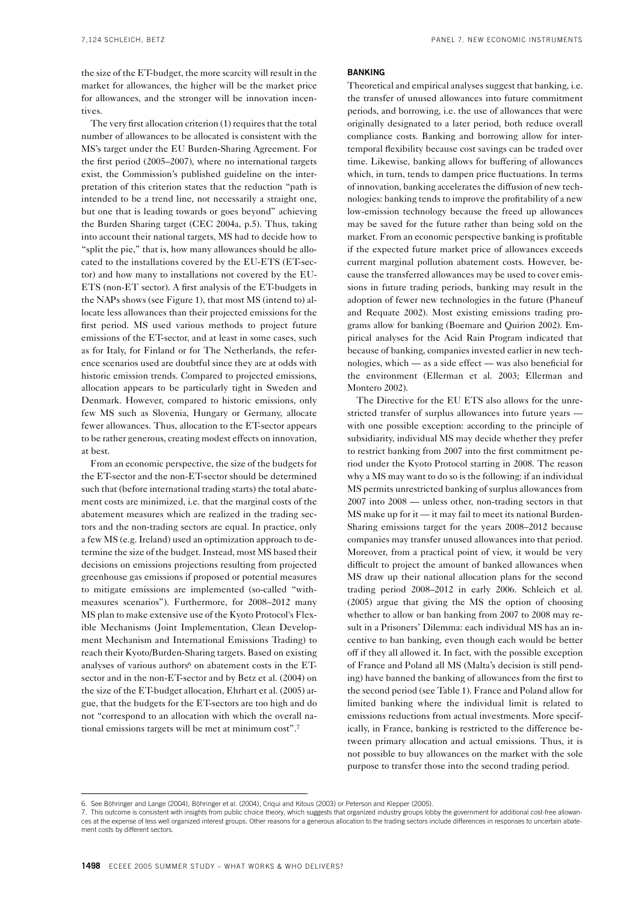the size of the ET-budget, the more scarcity will result in the market for allowances, the higher will be the market price for allowances, and the stronger will be innovation incentives.

The very first allocation criterion (1) requires that the total number of allowances to be allocated is consistent with the MS's target under the EU Burden-Sharing Agreement. For the first period (2005–2007), where no international targets exist, the Commission's published guideline on the interpretation of this criterion states that the reduction "path is intended to be a trend line, not necessarily a straight one, but one that is leading towards or goes beyond" achieving the Burden Sharing target (CEC 2004a, p.5). Thus, taking into account their national targets, MS had to decide how to "split the pie," that is, how many allowances should be allocated to the installations covered by the EU-ETS (ET-sector) and how many to installations not covered by the EU-ETS (non-ET sector). A first analysis of the ET-budgets in the NAPs shows (see Figure 1), that most MS (intend to) allocate less allowances than their projected emissions for the first period. MS used various methods to project future emissions of the ET-sector, and at least in some cases, such as for Italy, for Finland or for The Netherlands, the reference scenarios used are doubtful since they are at odds with historic emission trends. Compared to projected emissions, allocation appears to be particularly tight in Sweden and Denmark. However, compared to historic emissions, only few MS such as Slovenia, Hungary or Germany, allocate fewer allowances. Thus, allocation to the ET-sector appears to be rather generous, creating modest effects on innovation, at best.

From an economic perspective, the size of the budgets for the ET-sector and the non-ET-sector should be determined such that (before international trading starts) the total abatement costs are minimized, i.e. that the marginal costs of the abatement measures which are realized in the trading sectors and the non-trading sectors are equal. In practice, only a few MS (e.g. Ireland) used an optimization approach to determine the size of the budget. Instead, most MS based their decisions on emissions projections resulting from projected greenhouse gas emissions if proposed or potential measures to mitigate emissions are implemented (so-called "with-measures scenarios"). Furthermore, for 2008–2012 many MS plan to make extensive use of the Kyoto Protocol's Flexible Mechanisms (Joint Implementation, Clean Development Mechanism and International Emissions Trading) to reach their Kyoto/Burden-Sharing targets. Based on existing analyses of various authors[6] on abatement costs in the ET-sector and in the non-ET-sector and by Betz et al. (2004) on the size of the ET-budget allocation, Ehrhart et al. (2005) argue, that the budgets for the ET-sectors are too high and do not "correspond to an allocation with which the overall national emissions targets will be met at minimum cost".[7]

## BANKING

Theoretical and empirical analyses suggest that banking, i.e. the transfer of unused allowances into future commitment periods, and borrowing, i.e. the use of allowances that were originally designated to a later period, both reduce overall compliance costs. Banking and borrowing allow for intertemporal flexibility because cost savings can be traded over time. Likewise, banking allows for buffering of allowances which, in turn, tends to dampen price fluctuations. In terms of innovation, banking accelerates the diffusion of new technologies: banking tends to improve the profitability of a new low-emission technology because the freed up allowances may be saved for the future rather than being sold on the market. From an economic perspective banking is profitable if the expected future market price of allowances exceeds current marginal pollution abatement costs. However, because the transferred allowances may be used to cover emissions in future trading periods, banking may result in the adoption of fewer new technologies in the future (Phaneuf and Requate 2002). Most existing emissions trading programs allow for banking (Boemare and Quirion 2002). Empirical analyses for the Acid Rain Program indicated that because of banking, companies invested earlier in new technologies, which — as a side effect — was also beneficial for the environment (Ellerman et al. 2003; Ellerman and Montero 2002).

The Directive for the EU ETS also allows for the unrestricted transfer of surplus allowances into future years — with one possible exception: according to the principle of subsidiarity, individual MS may decide whether they prefer to restrict banking from 2007 into the first commitment period under the Kyoto Protocol starting in 2008. The reason why a MS may want to do so is the following: if an individual MS permits unrestricted banking of surplus allowances from 2007 into 2008 — unless other, non-trading sectors in that MS make up for it — it may fail to meet its national Burden-Sharing emissions target for the years 2008–2012 because companies may transfer unused allowances into that period. Moreover, from a practical point of view, it would be very difficult to project the amount of banked allowances when MS draw up their national allocation plans for the second trading period 2008–2012 in early 2006. Schleich et al. (2005) argue that giving the MS the option of choosing whether to allow or ban banking from 2007 to 2008 may result in a Prisoners' Dilemma: each individual MS has an incentive to ban banking, even though each would be better off if they all allowed it. In fact, with the possible exception of France and Poland all MS (Malta's decision is still pending) have banned the banking of allowances from the first to the second period (see Table 1). France and Poland allow for limited banking where the individual limit is related to emissions reductions from actual investments. More specifically, in France, banking is restricted to the difference between primary allocation and actual emissions. Thus, it is not possible to buy allowances on the market with the sole purpose to transfer those into the second trading period.

---

6. See Böhringer and Lange (2004), Böhringer et al. (2004), Criqui and Kitous (2003) or Peterson and Klepper (2005).

7. This outcome is consistent with insights from public choice theory, which suggests that organized industry groups lobby the government for additional cost-free allowances at the expense of less well organized interest groups. Other reasons for a generous allocation to the trading sectors include differences in responses to uncertain abatement costs by different sectors.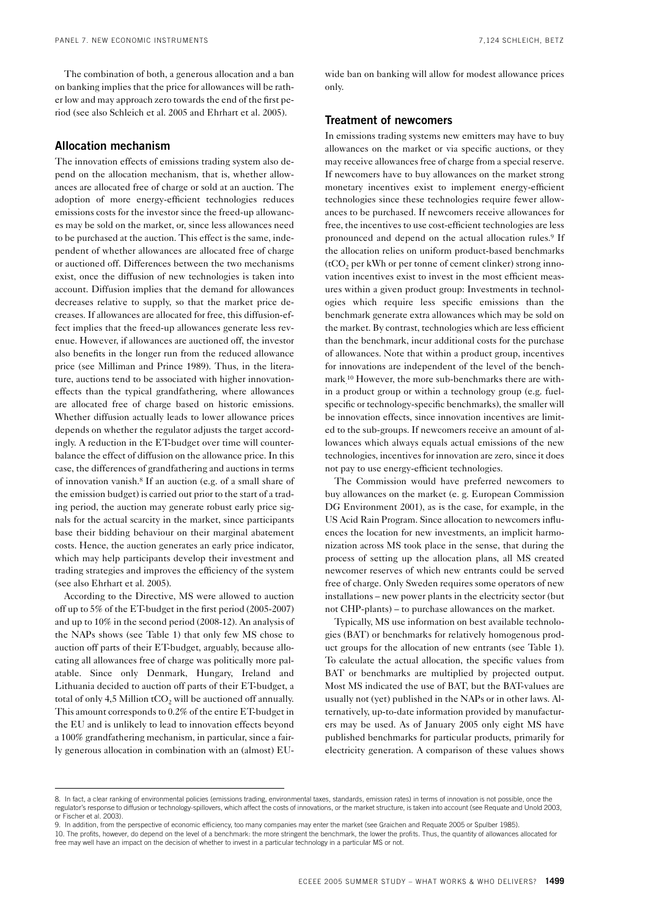The combination of both, a generous allocation and a ban on banking implies that the price for allowances will be rather low and may approach zero towards the end of the first period (see also Schleich et al. 2005 and Ehrhart et al. 2005).

## Allocation mechanism

The innovation effects of emissions trading system also depend on the allocation mechanism, that is, whether allowances are allocated free of charge or sold at an auction. The adoption of more energy-efficient technologies reduces emissions costs for the investor since the freed-up allowances may be sold on the market, or, since less allowances need to be purchased at the auction. This effect is the same, independent of whether allowances are allocated free of charge or auctioned off. Differences between the two mechanisms exist, once the diffusion of new technologies is taken into account. Diffusion implies that the demand for allowances decreases relative to supply, so that the market price decreases. If allowances are allocated for free, this diffusion-effect implies that the freed-up allowances generate less revenue. However, if allowances are auctioned off, the investor also benefits in the longer run from the reduced allowance price (see Milliman and Prince 1989). Thus, in the literature, auctions tend to be associated with higher innovation-effects than the typical grandfathering, where allowances are allocated free of charge based on historic emissions. Whether diffusion actually leads to lower allowance prices depends on whether the regulator adjusts the target accordingly. A reduction in the ET-budget over time will counterbalance the effect of diffusion on the allowance price. In this case, the differences of grandfathering and auctions in terms of innovation vanish.[8] If an auction (e.g. of a small share of the emission budget) is carried out prior to the start of a trading period, the auction may generate robust early price signals for the actual scarcity in the market, since participants base their bidding behaviour on their marginal abatement costs. Hence, the auction generates an early price indicator, which may help participants develop their investment and trading strategies and improves the efficiency of the system (see also Ehrhart et al. 2005).

According to the Directive, MS were allowed to auction off up to 5% of the ET-budget in the first period (2005-2007) and up to 10% in the second period (2008-12). An analysis of the NAPs shows (see Table 1) that only few MS chose to auction off parts of their ET-budget, arguably, because allocating all allowances free of charge was politically more palatable. Since only Denmark, Hungary, Ireland and Lithuania decided to auction off parts of their ET-budget, a total of only 4,5 Million $tCO_2$ will be auctioned off annually. This amount corresponds to 0.2% of the entire ET-budget in the EU and is unlikely to lead to innovation effects beyond a 100% grandfathering mechanism, in particular, since a fairly generous allocation in combination with an (almost) EU-wide ban on banking will allow for modest allowance prices only.

## Treatment of newcomers

In emissions trading systems new emitters may have to buy allowances on the market or via specific auctions, or they may receive allowances free of charge from a special reserve. If newcomers have to buy allowances on the market strong monetary incentives exist to implement energy-efficient technologies since these technologies require fewer allowances to be purchased. If newcomers receive allowances for free, the incentives to use cost-efficient technologies are less pronounced and depend on the actual allocation rules.[9] If the allocation relies on uniform product-based benchmarks ($tCO_2$ per kWh or per tonne of cement clinker) strong innovation incentives exist to invest in the most efficient measures within a given product group: Investments in technologies which require less specific emissions than the benchmark generate extra allowances which may be sold on the market. By contrast, technologies which are less efficient than the benchmark, incur additional costs for the purchase of allowances. Note that within a product group, incentives for innovations are independent of the level of the benchmark.[10] However, the more sub-benchmarks there are within a product group or within a technology group (e.g. fuel-specific or technology-specific benchmarks), the smaller will be innovation effects, since innovation incentives are limited to the sub-groups. If newcomers receive an amount of allowances which always equals actual emissions of the new technologies, incentives for innovation are zero, since it does not pay to use energy-efficient technologies.

The Commission would have preferred newcomers to buy allowances on the market (e. g. European Commission DG Environment 2001), as is the case, for example, in the US Acid Rain Program. Since allocation to newcomers influences the location for new investments, an implicit harmonization across MS took place in the sense, that during the process of setting up the allocation plans, all MS created newcomer reserves of which new entrants could be served free of charge. Only Sweden requires some operators of new installations – new power plants in the electricity sector (but not CHP-plants) – to purchase allowances on the market.

Typically, MS use information on best available technologies (BAT) or benchmarks for relatively homogenous product groups for the allocation of new entrants (see Table 1). To calculate the actual allocation, the specific values from BAT or benchmarks are multiplied by projected output. Most MS indicated the use of BAT, but the BAT-values are usually not (yet) published in the NAPs or in other laws. Alternatively, up-to-date information provided by manufacturers may be used. As of January 2005 only eight MS have published benchmarks for particular products, primarily for electricity generation. A comparison of these values shows

---

8. In fact, a clear ranking of environmental policies (emissions trading, environmental taxes, standards, emission rates) in terms of innovation is not possible, once the regulator's response to diffusion or technology-spillovers, which affect the costs of innovations, or the market structure, is taken into account (see Requate and Unold 2003, or Fischer et al. 2003).

9. In addition, from the perspective of economic efficiency, too many companies may enter the market (see Graichen and Requate 2005 or Spulber 1985).

10. The profits, however, do depend on the level of a benchmark: the more stringent the benchmark, the lower the profits. Thus, the quantity of allowances allocated for free may well have an impact on the decision of whether to invest in a particular technology in a particular MS or not.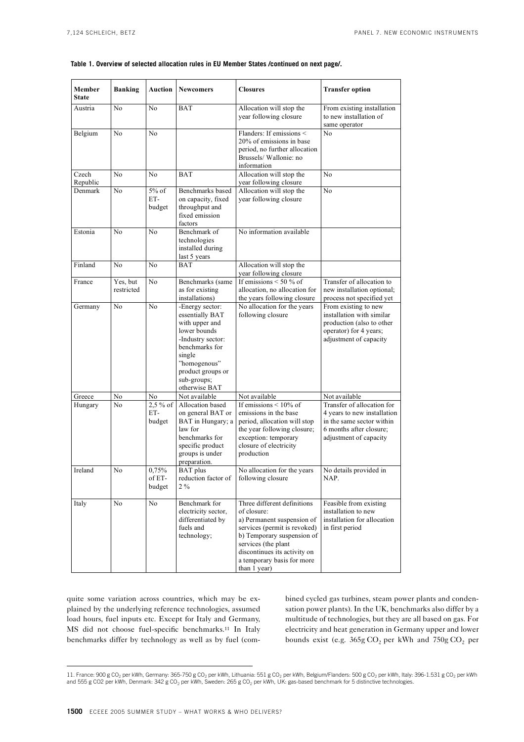**Table 1. Overview of selected allocation rules in EU Member States /continued on next page/.**

| Member State | Banking | Auction | Newcomers | Closures | Transfer option |
|---|---|---|---|---|---|
| Austria | No | No | BAT | Allocation will stop the year following closure | From existing installation to new installation of same operator |
| Belgium | No | No | | Flanders: If emissions < 20% of emissions in base period, no further allocation Brussels/ Wallonie: no information | No |
| Czech Republic | No | No | BAT | Allocation will stop the year following closure | No |
| Denmark | No | 5% of ET-budget | Benchmarks based on capacity, fixed throughput and fixed emission factors | Allocation will stop the year following closure | No |
| Estonia | No | No | Benchmark of technologies installed during last 5 years | No information available | |
| Finland | No | No | BAT | Allocation will stop the year following closure | |
| France | Yes, but restricted | No | Benchmarks (same as for existing installations) | If emissions < 50 % of allocation, no allocation for the years following closure | Transfer of allocation to new installation optional; process not specified yet |
| Germany | No | No | -Energy sector: essentially BAT with upper and lower bounds -Industry sector: benchmarks for single "homogenous" product groups or sub-groups; otherwise BAT | No allocation for the years following closure | From existing to new installation with similar production (also to other operator) for 4 years; adjustment of capacity |
| Greece | No | No | Not available | Not available | Not available |
| Hungary | No | 2,5 % of ET-budget | Allocation based on general BAT or BAT in Hungary; a law for benchmarks for specific product groups is under preparation. | If emissions < 10% of emissions in the base period, allocation will stop the year following closure; exception: temporary closure of electricity production | Transfer of allocation for 4 years to new installation in the same sector within 6 months after closure; adjustment of capacity |
| Ireland | No | 0,75% of ET-budget | BAT plus reduction factor of 2 % | No allocation for the years following closure | No details provided in NAP. |
| Italy | No | No | Benchmark for electricity sector, differentiated by fuels and technology; | Three different definitions of closure: a) Permanent suspension of services (permit is revoked) b) Temporary suspension of services (the plant discontinues its activity on a temporary basis for more than 1 year) | Feasible from existing installation to new installation for allocation in first period |

quite some variation across countries, which may be explained by the underlying reference technologies, assumed load hours, fuel inputs etc. Except for Italy and Germany, MS did not choose fuel-specific benchmarks.[11] In Italy benchmarks differ by technology as well as by fuel (combined cycled gas turbines, steam power plants and condensation power plants). In the UK, benchmarks also differ by a multitude of technologies, but they are all based on gas. For electricity and heat generation in Germany upper and lower bounds exist (e.g. 365g $CO_2$ per kWh and 750g $CO_2$ per

11. France: 900 g $CO_2$ per kWh, Germany: 365-750 g $CO_2$ per kWh, Lithuania: 551 g $CO_2$ per kWh, Belgium/Flanders: 500 g $CO_2$ per kWh, Italy: 396-1.531 g $CO_2$ per kWh and 555 g CO2 per kWh, Denmark: 342 g $CO_2$ per kWh, Sweden: 265 g $CO_2$ per kWh, UK: gas-based benchmark for 5 distinctive technologies.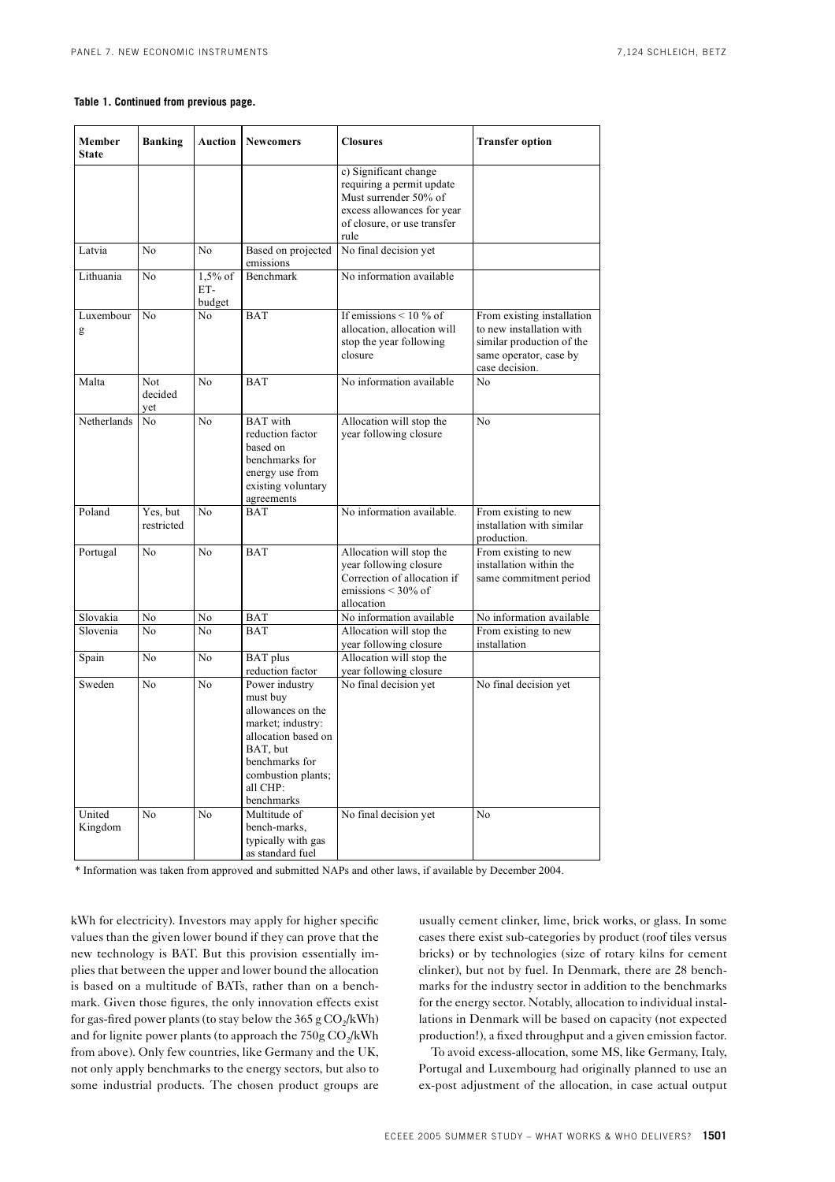**Table 1. Continued from previous page.**

| Member State | Banking | Auction | Newcomers | Closures | Transfer option |
|---|---|---|---|---|---|
| | | | | c) Significant change requiring a permit update Must surrender 50% of excess allowances for year of closure, or use transfer rule | |
| Latvia | No | No | Based on projected emissions | No final decision yet | |
| Lithuania | No | 1,5% of ET-budget | Benchmark | No information available | |
| Luxembourg | No | No | BAT | If emissions < 10 % of allocation, allocation will stop the year following closure | From existing installation to new installation with similar production of the same operator, case by case decision. |
| Malta | Not decided yet | No | BAT | No information available | No |
| Netherlands | No | No | BAT with reduction factor based on benchmarks for energy use from existing voluntary agreements | Allocation will stop the year following closure | No |
| Poland | Yes, but restricted | No | BAT | No information available. | From existing to new installation with similar production. |
| Portugal | No | No | BAT | Allocation will stop the year following closure Correction of allocation if emissions < 30% of allocation | From existing to new installation within the same commitment period |
| Slovakia | No | No | BAT | No information available | No information available |
| Slovenia | No | No | BAT | Allocation will stop the year following closure | From existing to new installation |
| Spain | No | No | BAT plus reduction factor | Allocation will stop the year following closure | |
| Sweden | No | No | Power industry must buy allowances on the market; industry: allocation based on BAT, but benchmarks for combustion plants; all CHP: benchmarks | No final decision yet | No final decision yet |
| United Kingdom | No | No | Multitude of bench-marks, typically with gas as standard fuel | No final decision yet | No |

\* Information was taken from approved and submitted NAPs and other laws, if available by December 2004.

kWh for electricity). Investors may apply for higher specific values than the given lower bound if they can prove that the new technology is BAT. But this provision essentially implies that between the upper and lower bound the allocation is based on a multitude of BATs, rather than on a benchmark. Given those figures, the only innovation effects exist for gas-fired power plants (to stay below the 365 g $CO_2$/kWh) and for lignite power plants (to approach the 750g $CO_2$/kWh from above). Only few countries, like Germany and the UK, not only apply benchmarks to the energy sectors, but also to some industrial products. The chosen product groups are usually cement clinker, lime, brick works, or glass. In some cases there exist sub-categories by product (roof tiles versus bricks) or by technologies (size of rotary kilns for cement clinker), but not by fuel. In Denmark, there are 28 benchmarks for the industry sector in addition to the benchmarks for the energy sector. Notably, allocation to individual installations in Denmark will be based on capacity (not expected production!), a fixed throughput and a given emission factor.

To avoid excess-allocation, some MS, like Germany, Italy, Portugal and Luxembourg had originally planned to use an ex-post adjustment of the allocation, in case actual output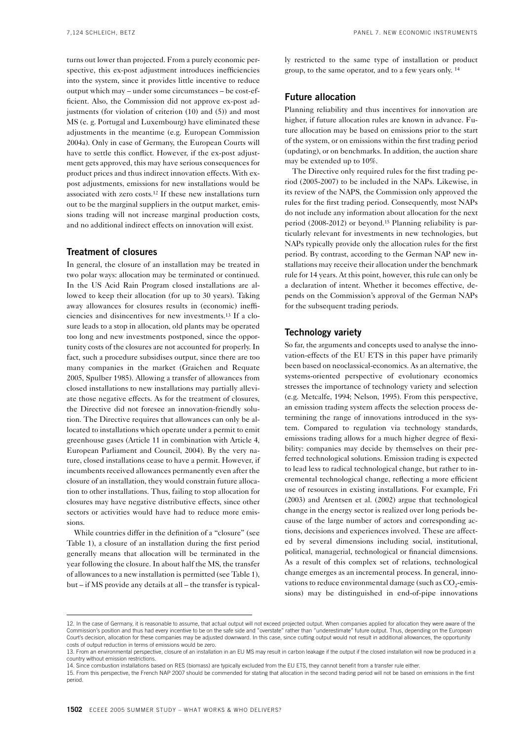turns out lower than projected. From a purely economic perspective, this ex-post adjustment introduces inefficiencies into the system, since it provides little incentive to reduce output which may – under some circumstances – be cost-efficient. Also, the Commission did not approve ex-post adjustments (for violation of criterion (10) and (5)) and most MS (e. g. Portugal and Luxembourg) have eliminated these adjustments in the meantime (e.g. European Commission 2004a). Only in case of Germany, the European Courts will have to settle this conflict. However, if the ex-post adjustment gets approved, this may have serious consequences for product prices and thus indirect innovation effects. With ex-post adjustments, emissions for new installations would be associated with zero costs.[12] If these new installations turn out to be the marginal suppliers in the output market, emissions trading will not increase marginal production costs, and no additional indirect effects on innovation will exist.

## Treatment of closures

In general, the closure of an installation may be treated in two polar ways: allocation may be terminated or continued. In the US Acid Rain Program closed installations are allowed to keep their allocation (for up to 30 years). Taking away allowances for closures results in (economic) inefficiencies and disincentives for new investments.[13] If a closure leads to a stop in allocation, old plants may be operated too long and new investments postponed, since the opportunity costs of the closures are not accounted for properly. In fact, such a procedure subsidises output, since there are too many companies in the market (Graichen and Requate 2005, Spulber 1985). Allowing a transfer of allowances from closed installations to new installations may partially alleviate those negative effects. As for the treatment of closures, the Directive did not foresee an innovation-friendly solution. The Directive requires that allowances can only be allocated to installations which operate under a permit to emit greenhouse gases (Article 11 in combination with Article 4, European Parliament and Council, 2004). By the very nature, closed installations cease to have a permit. However, if incumbents received allowances permanently even after the closure of an installation, they would constrain future allocation to other installations. Thus, failing to stop allocation for closures may have negative distributive effects, since other sectors or activities would have had to reduce more emissions.

While countries differ in the definition of a "closure" (see Table 1), a closure of an installation during the first period generally means that allocation will be terminated in the year following the closure. In about half the MS, the transfer of allowances to a new installation is permitted (see Table 1), but – if MS provide any details at all – the transfer is typically restricted to the same type of installation or product group, to the same operator, and to a few years only.[14]

## Future allocation

Planning reliability and thus incentives for innovation are higher, if future allocation rules are known in advance. Future allocation may be based on emissions prior to the start of the system, or on emissions within the first trading period (updating), or on benchmarks. In addition, the auction share may be extended up to 10%.

The Directive only required rules for the first trading period (2005-2007) to be included in the NAPs. Likewise, in its review of the NAPS, the Commission only approved the rules for the first trading period. Consequently, most NAPs do not include any information about allocation for the next period (2008-2012) or beyond.[15] Planning reliability is particularly relevant for investments in new technologies, but NAPs typically provide only the allocation rules for the first period. By contrast, according to the German NAP new installations may receive their allocation under the benchmark rule for 14 years. At this point, however, this rule can only be a declaration of intent. Whether it becomes effective, depends on the Commission's approval of the German NAPs for the subsequent trading periods.

## Technology variety

So far, the arguments and concepts used to analyse the innovation-effects of the EU ETS in this paper have primarily been based on neoclassical-economics. As an alternative, the systems-oriented perspective of evolutionary economics stresses the importance of technology variety and selection (e.g. Metcalfe, 1994; Nelson, 1995). From this perspective, an emission trading system affects the selection process determining the range of innovations introduced in the system. Compared to regulation via technology standards, emissions trading allows for a much higher degree of flexibility: companies may decide by themselves on their preferred technological solutions. Emission trading is expected to lead less to radical technological change, but rather to incremental technological change, reflecting a more efficient use of resources in existing installations. For example, Fri (2003) and Arentsen et al. (2002) argue that technological change in the energy sector is realized over long periods because of the large number of actors and corresponding actions, decisions and experiences involved. These are affected by several dimensions including social, institutional, political, managerial, technological or financial dimensions. As a result of this complex set of relations, technological change emerges as an incremental process. In general, innovations to reduce environmental damage (such as $CO_2$-emissions) may be distinguished in end-of-pipe innovations

---

12. In the case of Germany, it is reasonable to assume, that actual output will not exceed projected output. When companies applied for allocation they were aware of the Commission's position and thus had every incentive to be on the safe side and "overstate" rather than "underestimate" future output. Thus, depending on the European Court's decision, allocation for these companies may be adjusted downward. In this case, since cutting output would not result in additional allowances, the opportunity costs of output reduction in terms of emissions would be zero.

13. From an environmental perspective, closure of an installation in an EU MS may result in carbon leakage if the output if the closed installation will now be produced in a country without emission restrictions.

14. Since combustion installations based on RES (biomass) are typically excluded from the EU ETS, they cannot benefit from a transfer rule either.

15. From this perspective, the French NAP 2007 should be commended for stating that allocation in the second trading period will not be based on emissions in the first period.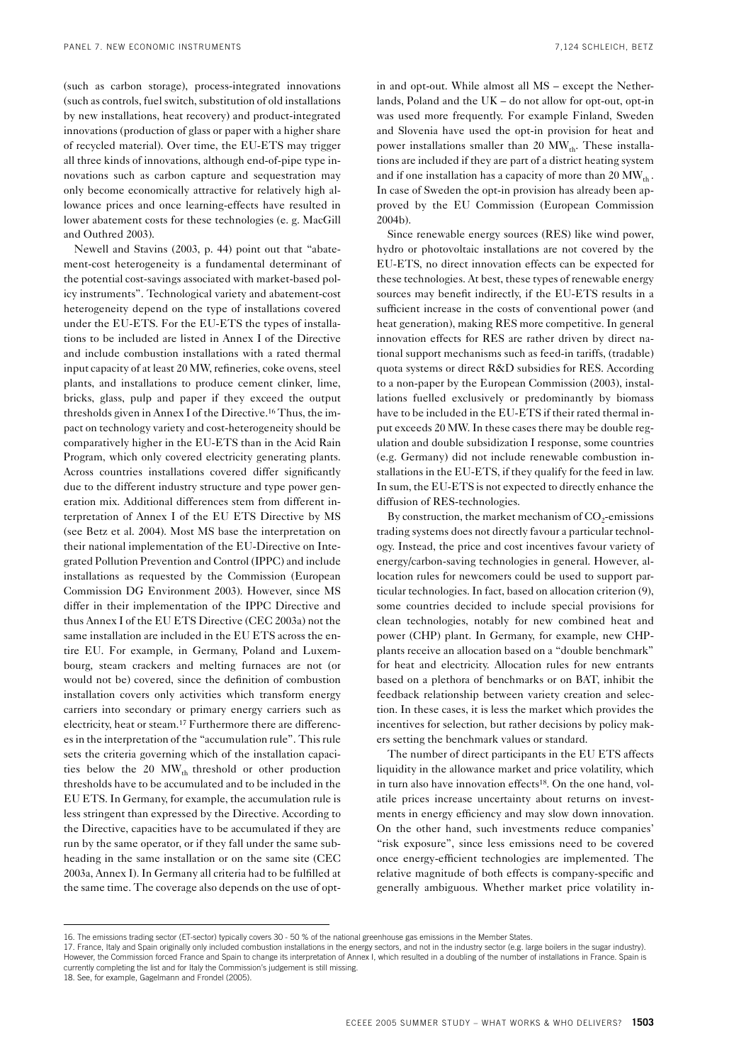(such as carbon storage), process-integrated innovations (such as controls, fuel switch, substitution of old installations by new installations, heat recovery) and product-integrated innovations (production of glass or paper with a higher share of recycled material). Over time, the EU-ETS may trigger all three kinds of innovations, although end-of-pipe type innovations such as carbon capture and sequestration may only become economically attractive for relatively high allowance prices and once learning-effects have resulted in lower abatement costs for these technologies (e. g. MacGill and Outhred 2003).

Newell and Stavins (2003, p. 44) point out that "abatement-cost heterogeneity is a fundamental determinant of the potential cost-savings associated with market-based policy instruments". Technological variety and abatement-cost heterogeneity depend on the type of installations covered under the EU-ETS. For the EU-ETS the types of installations to be included are listed in Annex I of the Directive and include combustion installations with a rated thermal input capacity of at least 20 MW, refineries, coke ovens, steel plants, and installations to produce cement clinker, lime, bricks, glass, pulp and paper if they exceed the output thresholds given in Annex I of the Directive.[16] Thus, the impact on technology variety and cost-heterogeneity should be comparatively higher in the EU-ETS than in the Acid Rain Program, which only covered electricity generating plants. Across countries installations covered differ significantly due to the different industry structure and type power generation mix. Additional differences stem from different interpretation of Annex I of the EU ETS Directive by MS (see Betz et al. 2004). Most MS base the interpretation on their national implementation of the EU-Directive on Integrated Pollution Prevention and Control (IPPC) and include installations as requested by the Commission (European Commission DG Environment 2003). However, since MS differ in their implementation of the IPPC Directive and thus Annex I of the EU ETS Directive (CEC 2003a) not the same installation are included in the EU ETS across the entire EU. For example, in Germany, Poland and Luxembourg, steam crackers and melting furnaces are not (or would not be) covered, since the definition of combustion installation covers only activities which transform energy carriers into secondary or primary energy carriers such as electricity, heat or steam.[17] Furthermore there are differences in the interpretation of the "accumulation rule". This rule sets the criteria governing which of the installation capacities below the 20 $MW_{th}$ threshold or other production thresholds have to be accumulated and to be included in the EU ETS. In Germany, for example, the accumulation rule is less stringent than expressed by the Directive. According to the Directive, capacities have to be accumulated if they are run by the same operator, or if they fall under the same subheading in the same installation or on the same site (CEC 2003a, Annex I). In Germany all criteria had to be fulfilled at the same time. The coverage also depends on the use of opt-in and opt-out. While almost all MS – except the Netherlands, Poland and the UK – do not allow for opt-out, opt-in was used more frequently. For example Finland, Sweden and Slovenia have used the opt-in provision for heat and power installations smaller than 20 $MW_{th}$. These installations are included if they are part of a district heating system and if one installation has a capacity of more than 20 $MW_{th}$. In case of Sweden the opt-in provision has already been approved by the EU Commission (European Commission 2004b).

Since renewable energy sources (RES) like wind power, hydro or photovoltaic installations are not covered by the EU-ETS, no direct innovation effects can be expected for these technologies. At best, these types of renewable energy sources may benefit indirectly, if the EU-ETS results in a sufficient increase in the costs of conventional power (and heat generation), making RES more competitive. In general innovation effects for RES are rather driven by direct national support mechanisms such as feed-in tariffs, (tradable) quota systems or direct R&D subsidies for RES. According to a non-paper by the European Commission (2003), installations fuelled exclusively or predominantly by biomass have to be included in the EU-ETS if their rated thermal input exceeds 20 MW. In these cases there may be double regulation and double subsidization I response, some countries (e.g. Germany) did not include renewable combustion installations in the EU-ETS, if they qualify for the feed in law. In sum, the EU-ETS is not expected to directly enhance the diffusion of RES-technologies.

By construction, the market mechanism of $CO_2$-emissions trading systems does not directly favour a particular technology. Instead, the price and cost incentives favour variety of energy/carbon-saving technologies in general. However, allocation rules for newcomers could be used to support particular technologies. In fact, based on allocation criterion (9), some countries decided to include special provisions for clean technologies, notably for new combined heat and power (CHP) plant. In Germany, for example, new CHP-plants receive an allocation based on a "double benchmark" for heat and electricity. Allocation rules for new entrants based on a plethora of benchmarks or on BAT, inhibit the feedback relationship between variety creation and selection. In these cases, it is less the market which provides the incentives for selection, but rather decisions by policy makers setting the benchmark values or standard.

The number of direct participants in the EU ETS affects liquidity in the allowance market and price volatility, which in turn also have innovation effects[18]. On the one hand, volatile prices increase uncertainty about returns on investments in energy efficiency and may slow down innovation. On the other hand, such investments reduce companies' "risk exposure", since less emissions need to be covered once energy-efficient technologies are implemented. The relative magnitude of both effects is company-specific and generally ambiguous. Whether market price volatility in-

16. The emissions trading sector (ET-sector) typically covers 30 - 50 % of the national greenhouse gas emissions in the Member States.

17. France, Italy and Spain originally only included combustion installations in the energy sectors, and not in the industry sector (e.g. large boilers in the sugar industry). However, the Commission forced France and Spain to change its interpretation of Annex I, which resulted in a doubling of the number of installations in France. Spain is currently completing the list and for Italy the Commission's judgement is still missing.

18. See, for example, Gagelmann and Frondel (2005).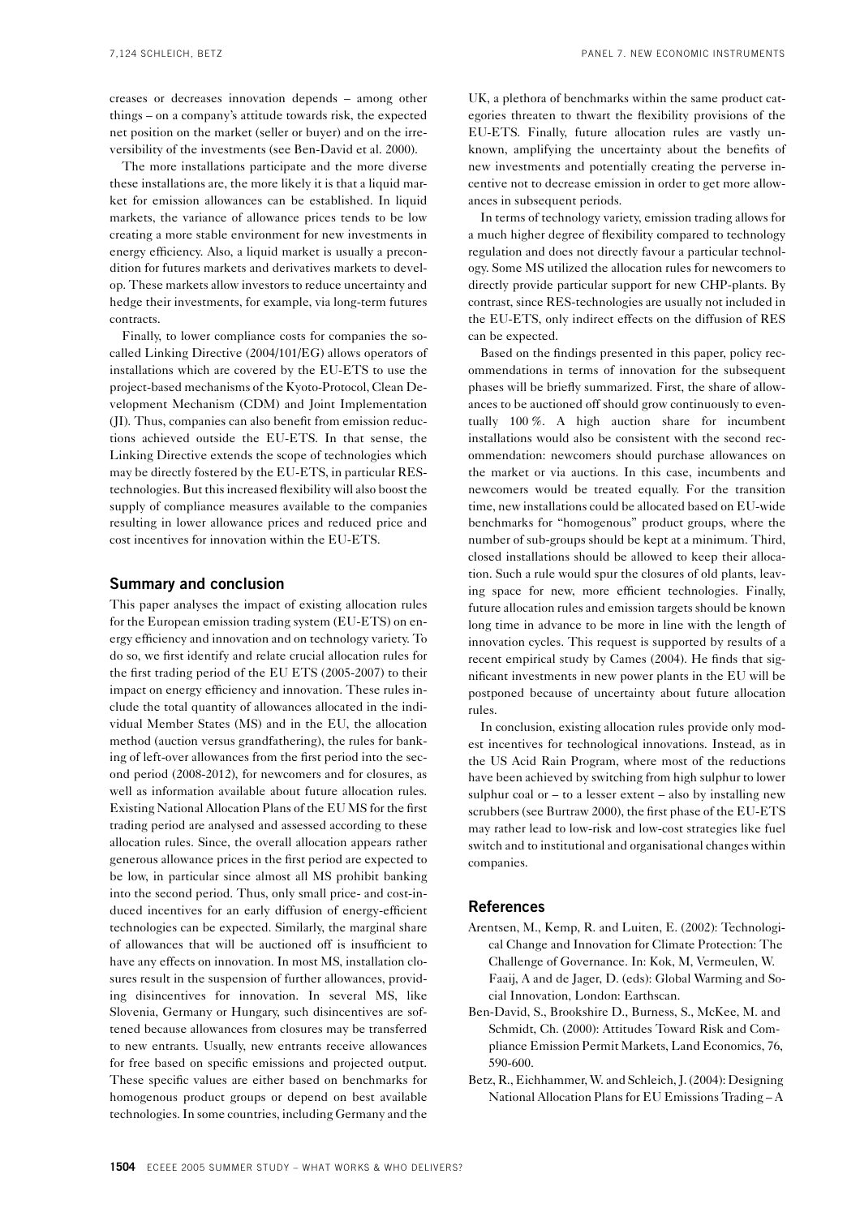creases or decreases innovation depends – among other things – on a company's attitude towards risk, the expected net position on the market (seller or buyer) and on the irreversibility of the investments (see Ben-David et al. 2000).

The more installations participate and the more diverse these installations are, the more likely it is that a liquid market for emission allowances can be established. In liquid markets, the variance of allowance prices tends to be low creating a more stable environment for new investments in energy efficiency. Also, a liquid market is usually a precondition for futures markets and derivatives markets to develop. These markets allow investors to reduce uncertainty and hedge their investments, for example, via long-term futures contracts.

Finally, to lower compliance costs for companies the so-called Linking Directive (2004/101/EG) allows operators of installations which are covered by the EU-ETS to use the project-based mechanisms of the Kyoto-Protocol, Clean Development Mechanism (CDM) and Joint Implementation (JI). Thus, companies can also benefit from emission reductions achieved outside the EU-ETS. In that sense, the Linking Directive extends the scope of technologies which may be directly fostered by the EU-ETS, in particular RES-technologies. But this increased flexibility will also boost the supply of compliance measures available to the companies resulting in lower allowance prices and reduced price and cost incentives for innovation within the EU-ETS.

## Summary and conclusion

This paper analyses the impact of existing allocation rules for the European emission trading system (EU-ETS) on energy efficiency and innovation and on technology variety. To do so, we first identify and relate crucial allocation rules for the first trading period of the EU ETS (2005-2007) to their impact on energy efficiency and innovation. These rules include the total quantity of allowances allocated in the individual Member States (MS) and in the EU, the allocation method (auction versus grandfathering), the rules for banking of left-over allowances from the first period into the second period (2008-2012), for newcomers and for closures, as well as information available about future allocation rules. Existing National Allocation Plans of the EU MS for the first trading period are analysed and assessed according to these allocation rules. Since, the overall allocation appears rather generous allowance prices in the first period are expected to be low, in particular since almost all MS prohibit banking into the second period. Thus, only small price- and cost-induced incentives for an early diffusion of energy-efficient technologies can be expected. Similarly, the marginal share of allowances that will be auctioned off is insufficient to have any effects on innovation. In most MS, installation closures result in the suspension of further allowances, providing disincentives for innovation. In several MS, like Slovenia, Germany or Hungary, such disincentives are softened because allowances from closures may be transferred to new entrants. Usually, new entrants receive allowances for free based on specific emissions and projected output. These specific values are either based on benchmarks for homogenous product groups or depend on best available technologies. In some countries, including Germany and the UK, a plethora of benchmarks within the same product categories threaten to thwart the flexibility provisions of the EU-ETS. Finally, future allocation rules are vastly unknown, amplifying the uncertainty about the benefits of new investments and potentially creating the perverse incentive not to decrease emission in order to get more allowances in subsequent periods.

In terms of technology variety, emission trading allows for a much higher degree of flexibility compared to technology regulation and does not directly favour a particular technology. Some MS utilized the allocation rules for newcomers to directly provide particular support for new CHP-plants. By contrast, since RES-technologies are usually not included in the EU-ETS, only indirect effects on the diffusion of RES can be expected.

Based on the findings presented in this paper, policy recommendations in terms of innovation for the subsequent phases will be briefly summarized. First, the share of allowances to be auctioned off should grow continuously to eventually 100 %. A high auction share for incumbent installations would also be consistent with the second recommendation: newcomers should purchase allowances on the market or via auctions. In this case, incumbents and newcomers would be treated equally. For the transition time, new installations could be allocated based on EU-wide benchmarks for "homogenous" product groups, where the number of sub-groups should be kept at a minimum. Third, closed installations should be allowed to keep their allocation. Such a rule would spur the closures of old plants, leaving space for new, more efficient technologies. Finally, future allocation rules and emission targets should be known long time in advance to be more in line with the length of innovation cycles. This request is supported by results of a recent empirical study by Cames (2004). He finds that significant investments in new power plants in the EU will be postponed because of uncertainty about future allocation rules.

In conclusion, existing allocation rules provide only modest incentives for technological innovations. Instead, as in the US Acid Rain Program, where most of the reductions have been achieved by switching from high sulphur to lower sulphur coal or – to a lesser extent – also by installing new scrubbers (see Burtraw 2000), the first phase of the EU-ETS may rather lead to low-risk and low-cost strategies like fuel switch and to institutional and organisational changes within companies.

## References

Arentsen, M., Kemp, R. and Luiten, E. (2002): Technological Change and Innovation for Climate Protection: The Challenge of Governance. In: Kok, M, Vermeulen, W. Faaij, A and de Jager, D. (eds): Global Warming and Social Innovation, London: Earthscan.

Ben-David, S., Brookshire D., Burness, S., McKee, M. and Schmidt, Ch. (2000): Attitudes Toward Risk and Compliance Emission Permit Markets, Land Economics, 76, 590-600.

Betz, R., Eichhammer, W. and Schleich, J. (2004): Designing National Allocation Plans for EU Emissions Trading – A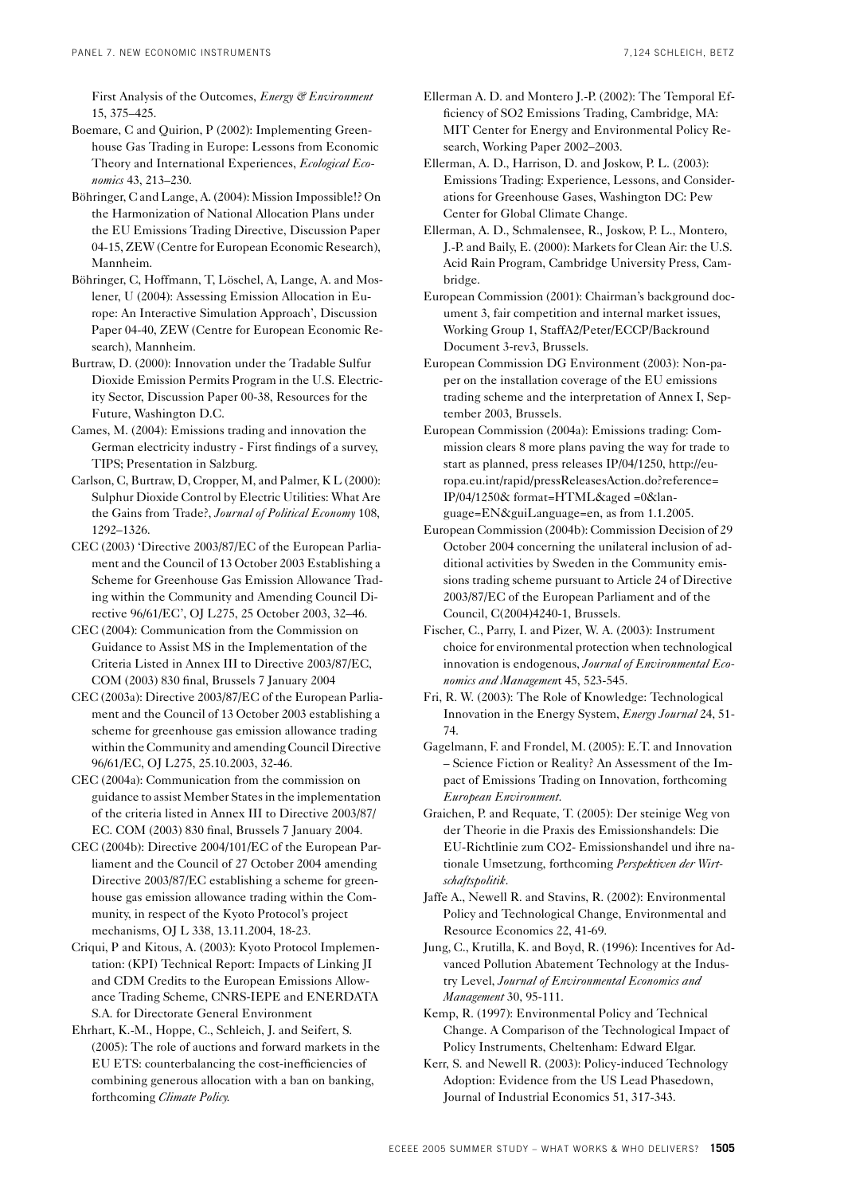First Analysis of the Outcomes, *Energy & Environment* 15, 375–425.

Boemare, C and Quirion, P (2002): Implementing Greenhouse Gas Trading in Europe: Lessons from Economic Theory and International Experiences, *Ecological Economics* 43, 213–230.

Böhringer, C and Lange, A. (2004): Mission Impossible!? On the Harmonization of National Allocation Plans under the EU Emissions Trading Directive, Discussion Paper 04-15, ZEW (Centre for European Economic Research), Mannheim.

Böhringer, C, Hoffmann, T, Löschel, A, Lange, A. and Moslener, U (2004): Assessing Emission Allocation in Europe: An Interactive Simulation Approach', Discussion Paper 04-40, ZEW (Centre for European Economic Research), Mannheim.

Burtraw, D. (2000): Innovation under the Tradable Sulfur Dioxide Emission Permits Program in the U.S. Electricity Sector, Discussion Paper 00-38, Resources for the Future, Washington D.C.

Cames, M. (2004): Emissions trading and innovation the German electricity industry - First findings of a survey, TIPS; Presentation in Salzburg.

Carlson, C, Burtraw, D, Cropper, M, and Palmer, K L (2000): Sulphur Dioxide Control by Electric Utilities: What Are the Gains from Trade?, *Journal of Political Economy* 108, 1292–1326.

CEC (2003) 'Directive 2003/87/EC of the European Parliament and the Council of 13 October 2003 Establishing a Scheme for Greenhouse Gas Emission Allowance Trading within the Community and Amending Council Directive 96/61/EC', OJ L275, 25 October 2003, 32–46.

CEC (2004): Communication from the Commission on Guidance to Assist MS in the Implementation of the Criteria Listed in Annex III to Directive 2003/87/EC, COM (2003) 830 final, Brussels 7 January 2004

CEC (2003a): Directive 2003/87/EC of the European Parliament and the Council of 13 October 2003 establishing a scheme for greenhouse gas emission allowance trading within the Community and amending Council Directive 96/61/EC, OJ L275, 25.10.2003, 32-46.

CEC (2004a): Communication from the commission on guidance to assist Member States in the implementation of the criteria listed in Annex III to Directive 2003/87/EC. COM (2003) 830 final, Brussels 7 January 2004.

CEC (2004b): Directive 2004/101/EC of the European Parliament and the Council of 27 October 2004 amending Directive 2003/87/EC establishing a scheme for greenhouse gas emission allowance trading within the Community, in respect of the Kyoto Protocol's project mechanisms, OJ L 338, 13.11.2004, 18-23.

Criqui, P and Kitous, A. (2003): Kyoto Protocol Implementation: (KPI) Technical Report: Impacts of Linking JI and CDM Credits to the European Emissions Allowance Trading Scheme, CNRS-IEPE and ENERDATA S.A. for Directorate General Environment

Ehrhart, K.-M., Hoppe, C., Schleich, J. and Seifert, S. (2005): The role of auctions and forward markets in the EU ETS: counterbalancing the cost-inefficiencies of combining generous allocation with a ban on banking, forthcoming *Climate Policy.*

Ellerman A. D. and Montero J.-P. (2002): The Temporal Efficiency of SO2 Emissions Trading, Cambridge, MA: MIT Center for Energy and Environmental Policy Research, Working Paper 2002–2003.

Ellerman, A. D., Harrison, D. and Joskow, P. L. (2003): Emissions Trading: Experience, Lessons, and Considerations for Greenhouse Gases, Washington DC: Pew Center for Global Climate Change.

Ellerman, A. D., Schmalensee, R., Joskow, P. L., Montero, J.-P. and Baily, E. (2000): Markets for Clean Air: the U.S. Acid Rain Program, Cambridge University Press, Cambridge.

European Commission (2001): Chairman's background document 3, fair competition and internal market issues, Working Group 1, StaffA2/Peter/ECCP/Backround Document 3-rev3, Brussels.

European Commission DG Environment (2003): Non-paper on the installation coverage of the EU emissions trading scheme and the interpretation of Annex I, September 2003, Brussels.

European Commission (2004a): Emissions trading: Commission clears 8 more plans paving the way for trade to start as planned, press releases IP/04/1250, http://europa.eu.int/rapid/pressReleasesAction.do?reference=IP/04/1250& format=HTML&aged =0&language=EN&guiLanguage=en, as from 1.1.2005.

European Commission (2004b): Commission Decision of 29 October 2004 concerning the unilateral inclusion of additional activities by Sweden in the Community emissions trading scheme pursuant to Article 24 of Directive 2003/87/EC of the European Parliament and of the Council, C(2004)4240-1, Brussels.

Fischer, C., Parry, I. and Pizer, W. A. (2003): Instrument choice for environmental protection when technological innovation is endogenous, *Journal of Environmental Economics and Management* 45, 523-545.

Fri, R. W. (2003): The Role of Knowledge: Technological Innovation in the Energy System, *Energy Journal* 24, 51-74.

Gagelmann, F. and Frondel, M. (2005): E.T. and Innovation – Science Fiction or Reality? An Assessment of the Impact of Emissions Trading on Innovation, forthcoming *European Environment*.

Graichen, P. and Requate, T. (2005): Der steinige Weg von der Theorie in die Praxis des Emissionshandels: Die EU-Richtlinie zum CO2- Emissionshandel und ihre nationale Umsetzung, forthcoming *Perspektiven der Wirtschaftspolitik*.

Jaffe A., Newell R. and Stavins, R. (2002): Environmental Policy and Technological Change, Environmental and Resource Economics 22, 41-69.

Jung, C., Krutilla, K. and Boyd, R. (1996): Incentives for Advanced Pollution Abatement Technology at the Industry Level, *Journal of Environmental Economics and Management* 30, 95-111.

Kemp, R. (1997): Environmental Policy and Technical Change. A Comparison of the Technological Impact of Policy Instruments, Cheltenham: Edward Elgar.

Kerr, S. and Newell R. (2003): Policy-induced Technology Adoption: Evidence from the US Lead Phasedown, Journal of Industrial Economics 51, 317-343.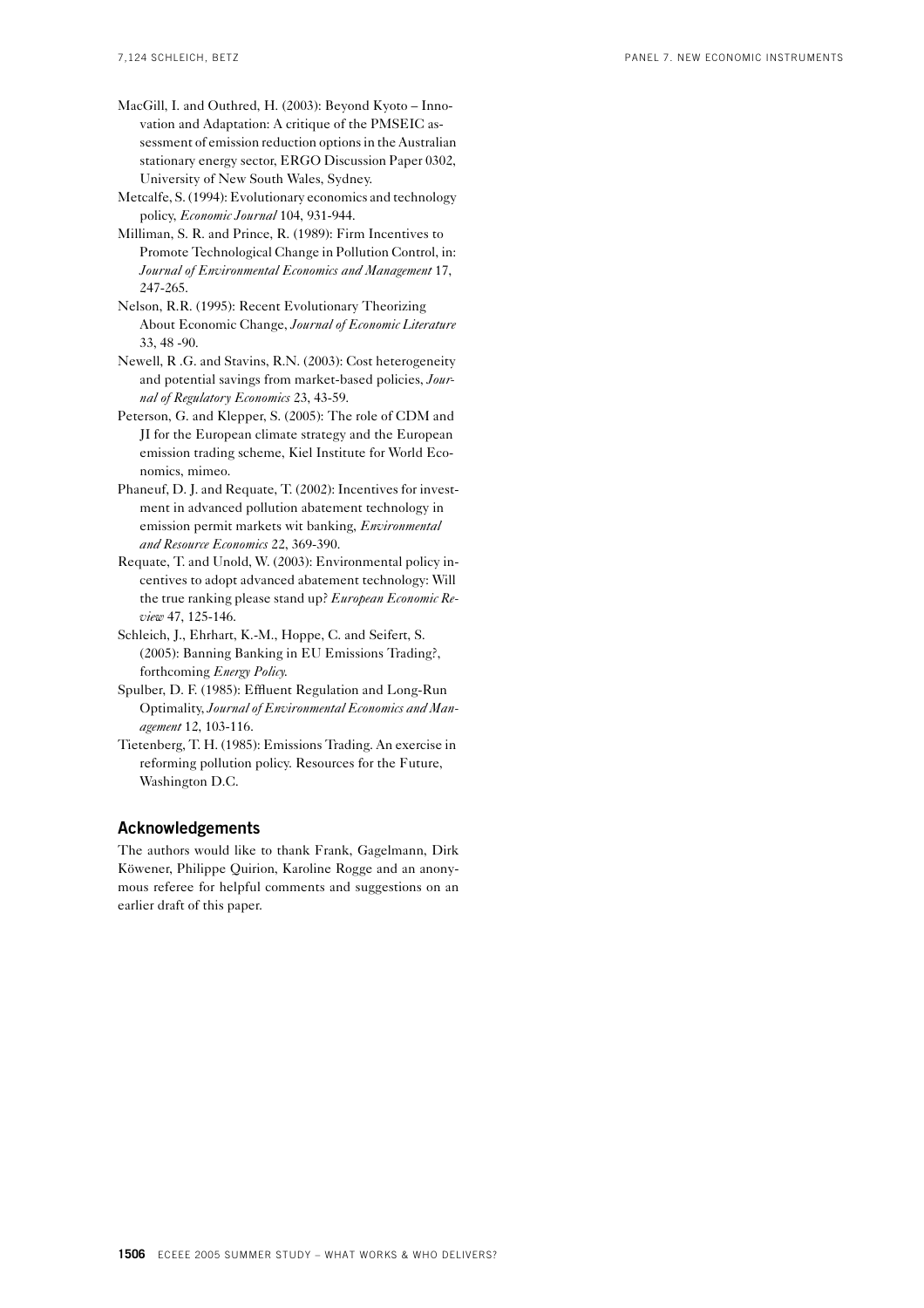MacGill, I. and Outhred, H. (2003): Beyond Kyoto – Innovation and Adaptation: A critique of the PMSEIC assessment of emission reduction options in the Australian stationary energy sector, ERGO Discussion Paper 0302, University of New South Wales, Sydney.

Metcalfe, S. (1994): Evolutionary economics and technology policy, *Economic Journal* 104, 931-944.

Milliman, S. R. and Prince, R. (1989): Firm Incentives to Promote Technological Change in Pollution Control, in: *Journal of Environmental Economics and Management* 17, 247-265.

Nelson, R.R. (1995): Recent Evolutionary Theorizing About Economic Change, *Journal of Economic Literature* 33, 48 -90.

Newell, R .G. and Stavins, R.N. (2003): Cost heterogeneity and potential savings from market-based policies, *Journal of Regulatory Economics* 23, 43-59.

Peterson, G. and Klepper, S. (2005): The role of CDM and JI for the European climate strategy and the European emission trading scheme, Kiel Institute for World Economics, mimeo.

Phaneuf, D. J. and Requate, T. (2002): Incentives for investment in advanced pollution abatement technology in emission permit markets wit banking, *Environmental and Resource Economics* 22, 369-390.

Requate, T. and Unold, W. (2003): Environmental policy incentives to adopt advanced abatement technology: Will the true ranking please stand up? *European Economic Review* 47, 125-146.

Schleich, J., Ehrhart, K.-M., Hoppe, C. and Seifert, S. (2005): Banning Banking in EU Emissions Trading?, forthcoming *Energy Policy.*

Spulber, D. F. (1985): Effluent Regulation and Long-Run Optimality, *Journal of Environmental Economics and Management* 12, 103-116.

Tietenberg, T. H. (1985): Emissions Trading. An exercise in reforming pollution policy. Resources for the Future, Washington D.C.

## Acknowledgements

The authors would like to thank Frank, Gagelmann, Dirk Köwener, Philippe Quirion, Karoline Rogge and an anonymous referee for helpful comments and suggestions on an earlier draft of this paper.